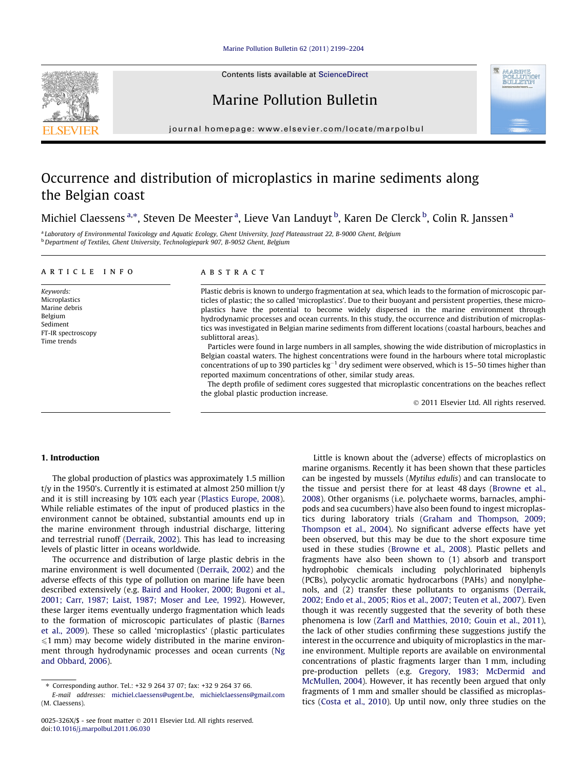# Occurrence and distribution of microplastics in marine sediments along the Belgian coast

Michiel Claessens [a,*], Steven De Meester [a], Lieve Van Landuyt [b], Karen De Clerck [b], Colin R. Janssen [a]

[a] Laboratory of Environmental Toxicology and Aquatic Ecology, Ghent University, Jozef Plateaustraat 22, B-9000 Ghent, Belgium
[b] Department of Textiles, Ghent University, Technologiepark 907, B-9052 Ghent, Belgium

## ARTICLE INFO

*Keywords:*
Microplastics
Marine debris
Belgium
Sediment
FT-IR spectroscopy
Time trends

## ABSTRACT

Plastic debris is known to undergo fragmentation at sea, which leads to the formation of microscopic particles of plastic; the so called 'microplastics'. Due to their buoyant and persistent properties, these microplastics have the potential to become widely dispersed in the marine environment through hydrodynamic processes and ocean currents. In this study, the occurrence and distribution of microplastics was investigated in Belgian marine sediments from different locations (coastal harbours, beaches and sublittoral areas).

Particles were found in large numbers in all samples, showing the wide distribution of microplastics in Belgian coastal waters. The highest concentrations were found in the harbours where total microplastic concentrations of up to 390 particles $kg^{-1}$ dry sediment were observed, which is 15–50 times higher than reported maximum concentrations of other, similar study areas.

The depth profile of sediment cores suggested that microplastic concentrations on the beaches reflect the global plastic production increase.

© 2011 Elsevier Ltd. All rights reserved.

## 1. Introduction

The global production of plastics was approximately 1.5 million t/y in the 1950's. Currently it is estimated at almost 250 million t/y and it is still increasing by 10% each year (Plastics Europe, 2008). While reliable estimates of the input of produced plastics in the environment cannot be obtained, substantial amounts end up in the marine environment through industrial discharge, littering and terrestrial runoff (Derraik, 2002). This has lead to increasing levels of plastic litter in oceans worldwide.

The occurrence and distribution of large plastic debris in the marine environment is well documented (Derraik, 2002) and the adverse effects of this type of pollution on marine life have been described extensively (e.g. Baird and Hooker, 2000; Bugoni et al., 2001; Carr, 1987; Laist, 1987; Moser and Lee, 1992). However, these larger items eventually undergo fragmentation which leads to the formation of microscopic particulates of plastic (Barnes et al., 2009). These so called 'microplastics' (plastic particulates ⩽1 mm) may become widely distributed in the marine environment through hydrodynamic processes and ocean currents (Ng and Obbard, 2006).

Little is known about the (adverse) effects of microplastics on marine organisms. Recently it has been shown that these particles can be ingested by mussels (*Mytilus edulis*) and can translocate to the tissue and persist there for at least 48 days (Browne et al., 2008). Other organisms (i.e. polychaete worms, barnacles, amphipods and sea cucumbers) have also been found to ingest microplastics during laboratory trials (Graham and Thompson, 2009; Thompson et al., 2004). No significant adverse effects have yet been observed, but this may be due to the short exposure time used in these studies (Browne et al., 2008). Plastic pellets and fragments have also been shown to (1) absorb and transport hydrophobic chemicals including polychlorinated biphenyls (PCBs), polycyclic aromatic hydrocarbons (PAHs) and nonylphenols, and (2) transfer these pollutants to organisms (Derraik, 2002; Endo et al., 2005; Rios et al., 2007; Teuten et al., 2007). Even though it was recently suggested that the severity of both these phenomena is low (Zarfl and Matthies, 2010; Gouin et al., 2011), the lack of other studies confirming these suggestions justify the interest in the occurrence and ubiquity of microplastics in the marine environment. Multiple reports are available on environmental concentrations of plastic fragments larger than 1 mm, including pre-production pellets (e.g. Gregory, 1983; McDermid and McMullen, 2004). However, it has recently been argued that only fragments of 1 mm and smaller should be classified as microplastics (Costa et al., 2010). Up until now, only three studies on the

---

* Corresponding author. Tel.: +32 9 264 37 07; fax: +32 9 264 37 66.
*E-mail addresses:* michiel.claessens@ugent.be, michielclaessens@gmail.com (M. Claessens).

0025-326X/$ - see front matter © 2011 Elsevier Ltd. All rights reserved.
doi:10.1016/j.marpolbul.2011.06.030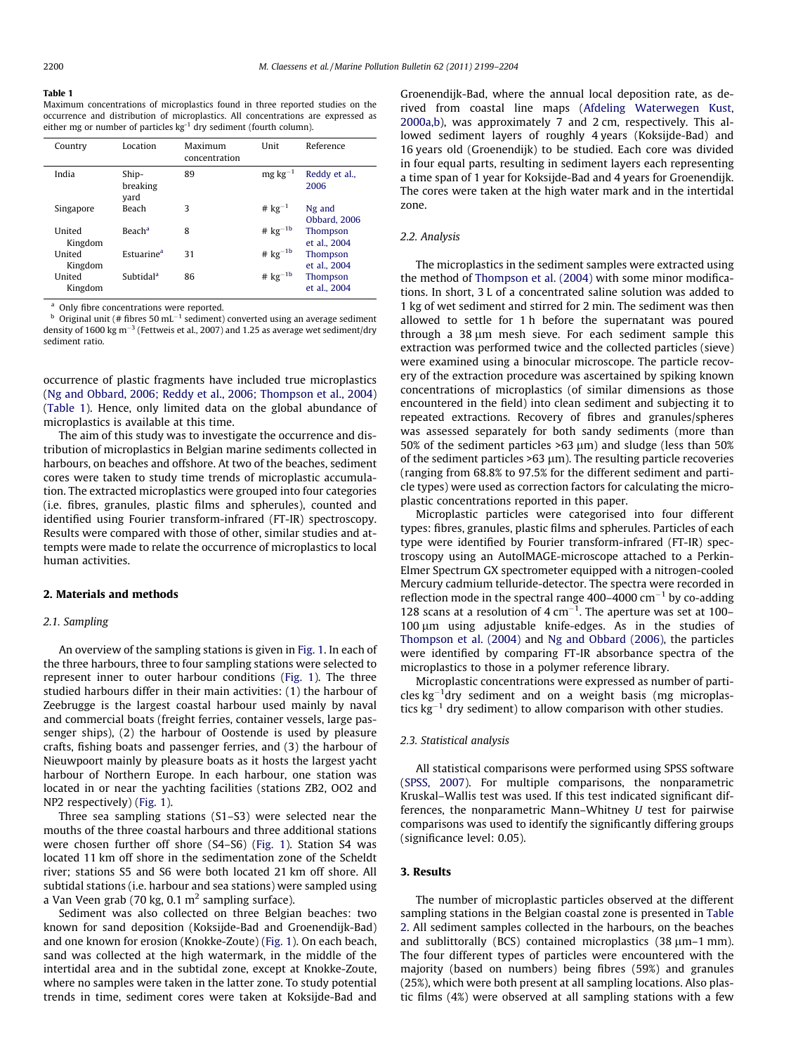**Table 1**
Maximum concentrations of microplastics found in three reported studies on the occurrence and distribution of microplastics. All concentrations are expressed as either mg or number of particles $kg^{-1}$ dry sediment (fourth column).

| Country | Location | Maximum concentration | Unit | Reference |
|---|---|---|---|---|
| India | Ship-breaking yard | 89 | $mg\ kg^{-1}$ | Reddy et al., 2006 |
| Singapore | Beach | 3 | # $kg^{-1}$ | Ng and Obbard, 2006 |
| United Kingdom | Beach[a] | 8 | # $kg^{-1}$[b] | Thompson et al., 2004 |
| United Kingdom | Estuarine[a] | 31 | # $kg^{-1}$[b] | Thompson et al., 2004 |
| United Kingdom | Subtidal[a] | 86 | # $kg^{-1}$[b] | Thompson et al., 2004 |

[a] Only fibre concentrations were reported.
[b] Original unit (# fibres 50 $mL^{-1}$ sediment) converted using an average sediment density of 1600 kg $m^{-3}$ (Fettweis et al., 2007) and 1.25 as average wet sediment/dry sediment ratio.

occurrence of plastic fragments have included true microplastics (Ng and Obbard, 2006; Reddy et al., 2006; Thompson et al., 2004) (Table 1). Hence, only limited data on the global abundance of microplastics is available at this time.

The aim of this study was to investigate the occurrence and distribution of microplastics in Belgian marine sediments collected in harbours, on beaches and offshore. At two of the beaches, sediment cores were taken to study time trends of microplastic accumulation. The extracted microplastics were grouped into four categories (i.e. fibres, granules, plastic films and spherules), counted and identified using Fourier transform-infrared (FT-IR) spectroscopy. Results were compared with those of other, similar studies and attempts were made to relate the occurrence of microplastics to local human activities.

## 2. Materials and methods

### 2.1. Sampling

An overview of the sampling stations is given in Fig. 1. In each of the three harbours, three to four sampling stations were selected to represent inner to outer harbour conditions (Fig. 1). The three studied harbours differ in their main activities: (1) the harbour of Zeebrugge is the largest coastal harbour used mainly by naval and commercial boats (freight ferries, container vessels, large passenger ships), (2) the harbour of Oostende is used by pleasure crafts, fishing boats and passenger ferries, and (3) the harbour of Nieuwpoort mainly by pleasure boats as it hosts the largest yacht harbour of Northern Europe. In each harbour, one station was located in or near the yachting facilities (stations ZB2, OO2 and NP2 respectively) (Fig. 1).

Three sea sampling stations (S1–S3) were selected near the mouths of the three coastal harbours and three additional stations were chosen further off shore (S4–S6) (Fig. 1). Station S4 was located 11 km off shore in the sedimentation zone of the Scheldt river; stations S5 and S6 were both located 21 km off shore. All subtidal stations (i.e. harbour and sea stations) were sampled using a Van Veen grab (70 kg, 0.1 $m^2$ sampling surface).

Sediment was also collected on three Belgian beaches: two known for sand deposition (Koksijde-Bad and Groenendijk-Bad) and one known for erosion (Knokke-Zoute) (Fig. 1). On each beach, sand was collected at the high watermark, in the middle of the intertidal area and in the subtidal zone, except at Knokke-Zoute, where no samples were taken in the latter zone. To study potential trends in time, sediment cores were taken at Koksijde-Bad and Groenendijk-Bad, where the annual local deposition rate, as derived from coastal line maps (Afdeling Waterwegen Kust, 2000a,b), was approximately 7 and 2 cm, respectively. This allowed sediment layers of roughly 4 years (Koksijde-Bad) and 16 years old (Groenendijk) to be studied. Each core was divided in four equal parts, resulting in sediment layers each representing a time span of 1 year for Koksijde-Bad and 4 years for Groenendijk. The cores were taken at the high water mark and in the intertidal zone.

### 2.2. Analysis

The microplastics in the sediment samples were extracted using the method of Thompson et al. (2004) with some minor modifications. In short, 3 L of a concentrated saline solution was added to 1 kg of wet sediment and stirred for 2 min. The sediment was then allowed to settle for 1 h before the supernatant was poured through a 38 μm mesh sieve. For each sediment sample this extraction was performed twice and the collected particles (sieve) were examined using a binocular microscope. The particle recovery of the extraction procedure was ascertained by spiking known concentrations of microplastics (of similar dimensions as those encountered in the field) into clean sediment and subjecting it to repeated extractions. Recovery of fibres and granules/spheres was assessed separately for both sandy sediments (more than 50% of the sediment particles >63 μm) and sludge (less than 50% of the sediment particles >63 μm). The resulting particle recoveries (ranging from 68.8% to 97.5% for the different sediment and particle types) were used as correction factors for calculating the microplastic concentrations reported in this paper.

Microplastic particles were categorised into four different types: fibres, granules, plastic films and spherules. Particles of each type were identified by Fourier transform-infrared (FT-IR) spectroscopy using an AutoIMAGE-microscope attached to a Perkin-Elmer Spectrum GX spectrometer equipped with a nitrogen-cooled Mercury cadmium telluride-detector. The spectra were recorded in reflection mode in the spectral range 400–4000 $cm^{-1}$ by co-adding 128 scans at a resolution of 4 $cm^{-1}$. The aperture was set at 100–100 μm using adjustable knife-edges. As in the studies of Thompson et al. (2004) and Ng and Obbard (2006), the particles were identified by comparing FT-IR absorbance spectra of the microplastics to those in a polymer reference library.

Microplastic concentrations were expressed as number of particles $kg^{-1}$dry sediment and on a weight basis (mg microplastics $kg^{-1}$ dry sediment) to allow comparison with other studies.

### 2.3. Statistical analysis

All statistical comparisons were performed using SPSS software (SPSS, 2007). For multiple comparisons, the nonparametric Kruskal–Wallis test was used. If this test indicated significant differences, the nonparametric Mann–Whitney *U* test for pairwise comparisons was used to identify the significantly differing groups (significance level: 0.05).

## 3. Results

The number of microplastic particles observed at the different sampling stations in the Belgian coastal zone is presented in Table 2. All sediment samples collected in the harbours, on the beaches and sublittorally (BCS) contained microplastics (38 μm–1 mm). The four different types of particles were encountered with the majority (based on numbers) being fibres (59%) and granules (25%), which were both present at all sampling locations. Also plastic films (4%) were observed at all sampling stations with a few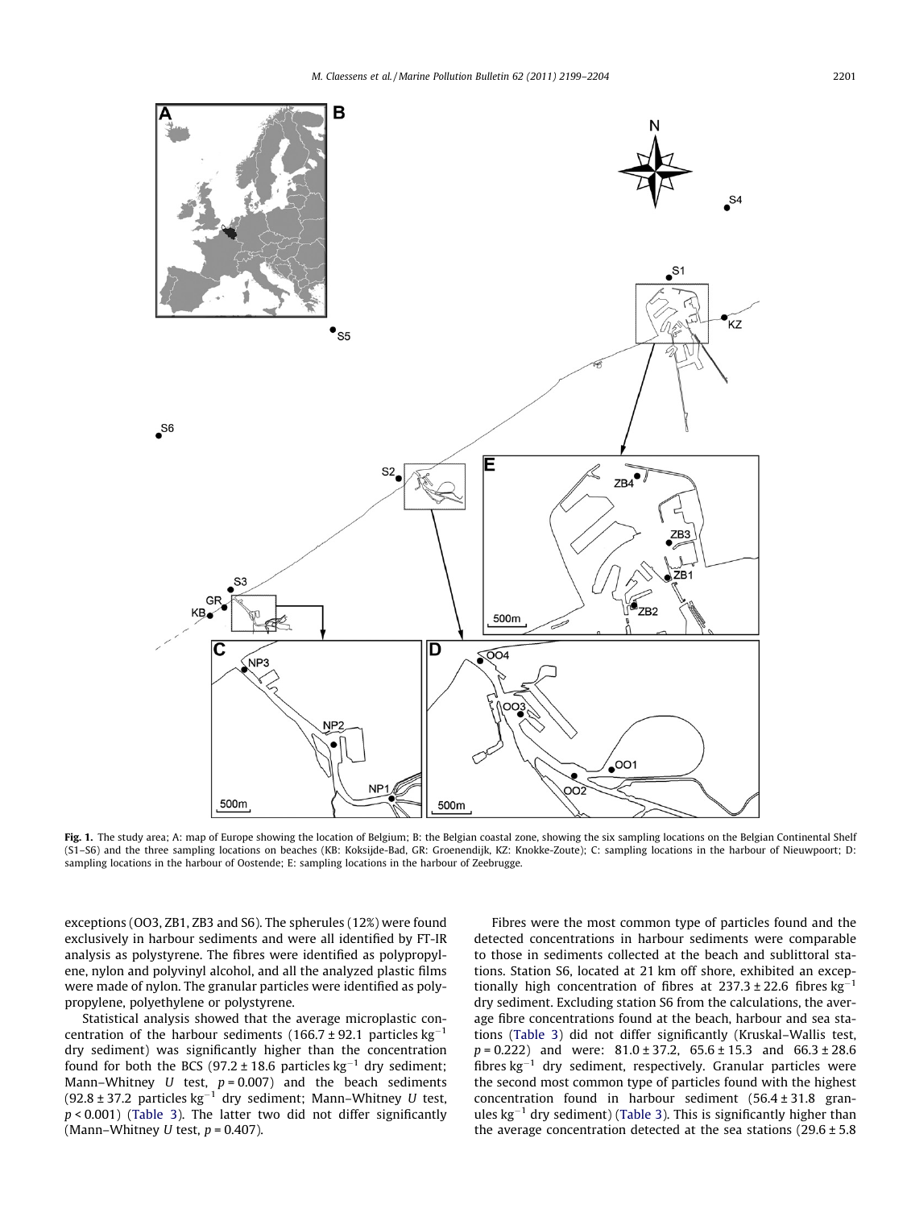Fig. 1. The study area; A: map of Europe showing the location of Belgium; B: the Belgian coastal zone, showing the six sampling locations on the Belgian Continental Shelf (S1–S6) and the three sampling locations on beaches (KB: Koksijde-Bad, GR: Groenendijk, KZ: Knokke-Zoute); C: sampling locations in the harbour of Nieuwpoort; D: sampling locations in the harbour of Oostende; E: sampling locations in the harbour of Zeebrugge.

exceptions (OO3, ZB1, ZB3 and S6). The spherules (12%) were found exclusively in harbour sediments and were all identified by FT-IR analysis as polystyrene. The fibres were identified as polypropylene, nylon and polyvinyl alcohol, and all the analyzed plastic films were made of nylon. The granular particles were identified as polypropylene, polyethylene or polystyrene.

Statistical analysis showed that the average microplastic concentration of the harbour sediments (166.7 ± 92.1 particles $kg^{-1}$ dry sediment) was significantly higher than the concentration found for both the BCS (97.2 ± 18.6 particles $kg^{-1}$ dry sediment; Mann–Whitney *U* test, $p = 0.007$) and the beach sediments (92.8 ± 37.2 particles $kg^{-1}$ dry sediment; Mann–Whitney *U* test, $p < 0.001$) (Table 3). The latter two did not differ significantly (Mann–Whitney *U* test, $p = 0.407$).

Fibres were the most common type of particles found and the detected concentrations in harbour sediments were comparable to those in sediments collected at the beach and sublittoral stations. Station S6, located at 21 km off shore, exhibited an exceptionally high concentration of fibres at 237.3 ± 22.6 fibres $kg^{-1}$ dry sediment. Excluding station S6 from the calculations, the average fibre concentrations found at the beach, harbour and sea stations (Table 3) did not differ significantly (Kruskal–Wallis test, $p = 0.222$) and were: 81.0 ± 37.2, 65.6 ± 15.3 and 66.3 ± 28.6 fibres $kg^{-1}$ dry sediment, respectively. Granular particles were the second most common type of particles found with the highest concentration found in harbour sediment (56.4 ± 31.8 granules $kg^{-1}$ dry sediment) (Table 3). This is significantly higher than the average concentration detected at the sea stations (29.6 ± 5.8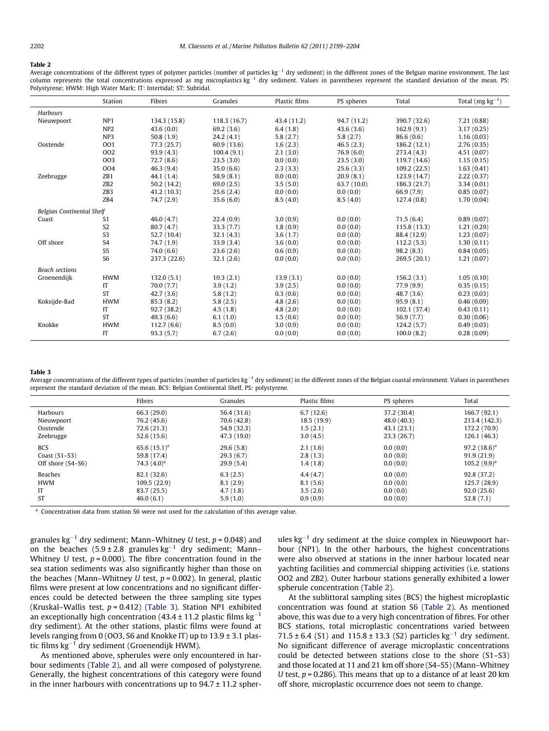**Table 2**
Average concentrations of the different types of polymer particles (number of particles $kg^{-1}$ dry sediment) in the different zones of the Belgian marine environment. The last column represents the total concentrations expressed as mg microplastics $kg^{-1}$ dry sediment. Values in parentheses represent the standard deviation of the mean. PS: Polystyrene; HWM: High Water Mark; IT: Intertidal; ST: Subtidal.

| | Station | Fibres | Granules | Plastic films | PS spheres | Total | Total (mg $kg^{-1}$) |
|---|---|---|---|---|---|---|---|
| *Harbours* | | | | | | | |
| Nieuwpoort | NP1 | 134.3 (15.8) | 118.3 (16.7) | 43.4 (11.2) | 94.7 (11.2) | 390.7 (32.6) | 7.21 (0.88) |
| | NP2 | 43.6 (0.0) | 69.2 (3.6) | 6.4 (1.8) | 43.6 (3.6) | 162.9 (9.1) | 3.17 (0.25) |
| | NP3 | 50.8 (1.9) | 24.2 (4.1) | 5.8 (2.7) | 5.8 (2.7) | 86.6 (0.6) | 1.16 (0.03) |
| Oostende | OO1 | 77.3 (25.7) | 60.9 (13.6) | 1.6 (2.3) | 46.5 (2.3) | 186.2 (12.1) | 2.76 (0.35) |
| | OO2 | 93.9 (4.3) | 100.4 (9.1) | 2.1 (3.0) | 76.9 (6.0) | 273.4 (4.3) | 4.51 (0.07) |
| | OO3 | 72.7 (8.6) | 23.5 (3.0) | 0.0 (0.0) | 23.5 (3.0) | 119.7 (14.6) | 1.15 (0.15) |
| | OO4 | 46.3 (9.4) | 35.0 (6.6) | 2.3 (3.3) | 25.6 (3.3) | 109.2 (22.5) | 1.63 (0.41) |
| Zeebrugge | ZB1 | 44.1 (1.4) | 58.9 (8.1) | 0.0 (0.0) | 20.9 (8.1) | 123.9 (14.7) | 2.22 (0.37) |
| | ZB2 | 50.2 (14.2) | 69.0 (2.5) | 3.5 (5.0) | 63.7 (10.0) | 186.3 (21.7) | 3.34 (0.01) |
| | ZB3 | 41.2 (10.3) | 25.6 (2.4) | 0.0 (0.0) | 0.0 (0.0) | 66.9 (7.9) | 0.85 (0.07) |
| | ZB4 | 74.7 (2.9) | 35.6 (6.0) | 8.5 (4.0) | 8.5 (4.0) | 127.4 (0.8) | 1.70 (0.04) |
| *Belgian Continental Shelf* | | | | | | | |
| Coast | S1 | 46.0 (4.7) | 22.4 (0.9) | 3.0 (0.9) | 0.0 (0.0) | 71.5 (6.4) | 0.89 (0.07) |
| | S2 | 80.7 (4.7) | 33.3 (7.7) | 1.8 (0.9) | 0.0 (0.0) | 115.8 (13.3) | 1.21 (0.29) |
| | S3 | 52.7 (10.4) | 32.1 (4.3) | 3.6 (1.7) | 0.0 (0.0) | 88.4 (12.9) | 1.23 (0.07) |
| Off shore | S4 | 74.7 (1.9) | 33.9 (3.4) | 3.6 (0.0) | 0.0 (0.0) | 112.2 (5.3) | 1.30 (0.11) |
| | S5 | 74.0 (6.6) | 23.6 (2.6) | 0.6 (0.9) | 0.0 (0.0) | 98.2 (8.3) | 0.84 (0.05) |
| | S6 | 237.3 (22.6) | 32.1 (2.6) | 0.0 (0.0) | 0.0 (0.0) | 269.5 (20.1) | 1.21 (0.07) |
| *Beach sections* | | | | | | | |
| Groenendijk | HWM | 132.0 (5.1) | 10.3 (2.1) | 13.9 (3.1) | 0.0 (0.0) | 156.2 (3.1) | 1.05 (0.10) |
| | IT | 70.0 (7.7) | 3.9 (1.2) | 3.9 (2.5) | 0.0 (0.0) | 77.9 (9.9) | 0.35 (0.15) |
| | ST | 42.7 (3.6) | 5.8 (1.2) | 0.3 (0.6) | 0.0 (0.0) | 48.7 (3.6) | 0.23 (0.03) |
| Koksijde-Bad | HWM | 85.3 (8.2) | 5.8 (2.5) | 4.8 (2.6) | 0.0 (0.0) | 95.9 (8.1) | 0.46 (0.09) |
| | IT | 92.7 (38.2) | 4.5 (1.8) | 4.8 (2.0) | 0.0 (0.0) | 102.1 (37.4) | 0.43 (0.11) |
| | ST | 49.3 (6.6) | 6.1 (1.0) | 1.5 (0.6) | 0.0 (0.0) | 56.9 (7.7) | 0.30 (0.06) |
| Knokke | HWM | 112.7 (6.6) | 8.5 (0.0) | 3.0 (0.9) | 0.0 (0.0) | 124.2 (5.7) | 0.49 (0.03) |
| | IT | 93.3 (5.7) | 6.7 (2.6) | 0.0 (0.0) | 0.0 (0.0) | 100.0 (8.2) | 0.28 (0.09) |

**Table 3**
Average concentrations of the different types of particles (number of particles $kg^{-1}$ dry sediment) in the different zones of the Belgian coastal environment. Values in parentheses represent the standard deviation of the mean. BCS: Belgian Continental Shelf, PS: polystyrene.

| | Fibres | Granules | Plastic films | PS spheres | Total |
|---|---|---|---|---|---|
| Harbours | 66.3 (29.0) | 56.4 (31.6) | 6.7 (12.6) | 37.2 (30.4) | 166.7 (92.1) |
| Nieuwpoort | 76.2 (45.6) | 70.6 (42.8) | 18.5 (19.9) | 48.0 (40.3) | 213.4 (142.3) |
| Oostende | 72.6 (21.3) | 54.9 (32.3) | 1.5 (2.1) | 43.1 (23.1) | 172.2 (70.9) |
| Zeebrugge | 52.6 (15.6) | 47.3 (19.0) | 3.0 (4.5) | 23.3 (26.7) | 126.1 (46.3) |
| BCS | 65.6 (15.1)[a] | 29.6 (5.8) | 2.1 (1.6) | 0.0 (0.0) | 97.2 (18.6)[a] |
| Coast (S1–S3) | 59.8 (17.4) | 29.3 (6.7) | 2.8 (1.3) | 0.0 (0.0) | 91.9 (21.9) |
| Off shore (S4–S6) | 74.3 (4.0)[a] | 29.9 (5.4) | 1.4 (1.8) | 0.0 (0.0) | 105.2 (9.9)[a] |
| Beaches | 82.1 (32.6) | 6.3 (2.5) | 4.4 (4.7) | 0.0 (0.0) | 92.8 (37.2) |
| HWM | 109.5 (22.9) | 8.1 (2.9) | 8.1 (5.6) | 0.0 (0.0) | 125.7 (28.9) |
| IT | 83.7 (25.5) | 4.7 (1.8) | 3.5 (2.6) | 0.0 (0.0) | 92.0 (25.6) |
| ST | 46.0 (6.1) | 5.9 (1.0) | 0.9 (0.9) | 0.0 (0.0) | 52.8 (7.1) |

[a] Concentration data from station S6 were not used for the calculation of this average value.

granules $kg^{-1}$ dry sediment; Mann–Whitney *U* test, $p = 0.048$) and on the beaches ($5.9 \pm 2.8$ granules $kg^{-1}$ dry sediment; Mann–Whitney *U* test, $p = 0.000$). The fibre concentration found in the sea station sediments was also significantly higher than those on the beaches (Mann–Whitney *U* test, $p = 0.002$). In general, plastic films were present at low concentrations and no significant differences could be detected between the three sampling site types (Kruskal–Wallis test, $p = 0.412$) (Table 3). Station NP1 exhibited an exceptionally high concentration ($43.4 \pm 11.2$ plastic films $kg^{-1}$ dry sediment). At the other stations, plastic films were found at levels ranging from 0 (OO3, S6 and Knokke IT) up to $13.9 \pm 3.1$ plastic films $kg^{-1}$ dry sediment (Groenendijk HWM).

As mentioned above, spherules were only encountered in harbour sediments (Table 2), and all were composed of polystyrene. Generally, the highest concentrations of this category were found in the inner harbours with concentrations up to $94.7 \pm 11.2$ spherules $kg^{-1}$ dry sediment at the sluice complex in Nieuwpoort harbour (NP1). In the other harbours, the highest concentrations were also observed at stations in the inner harbour located near yachting facilities and commercial shipping activities (i.e. stations OO2 and ZB2). Outer harbour stations generally exhibited a lower spherule concentration (Table 2).

At the sublittoral sampling sites (BCS) the highest microplastic concentration was found at station S6 (Table 2). As mentioned above, this was due to a very high concentration of fibres. For other BCS stations, total microplastic concentrations varied between $71.5 \pm 6.4$ (S1) and $115.8 \pm 13.3$ (S2) particles $kg^{-1}$ dry sediment. No significant difference of average microplastic concentrations could be detected between stations close to the shore (S1–S3) and those located at 11 and 21 km off shore (S4–S5) (Mann–Whitney *U* test, $p = 0.286$). This means that up to a distance of at least 20 km off shore, microplastic occurrence does not seem to change.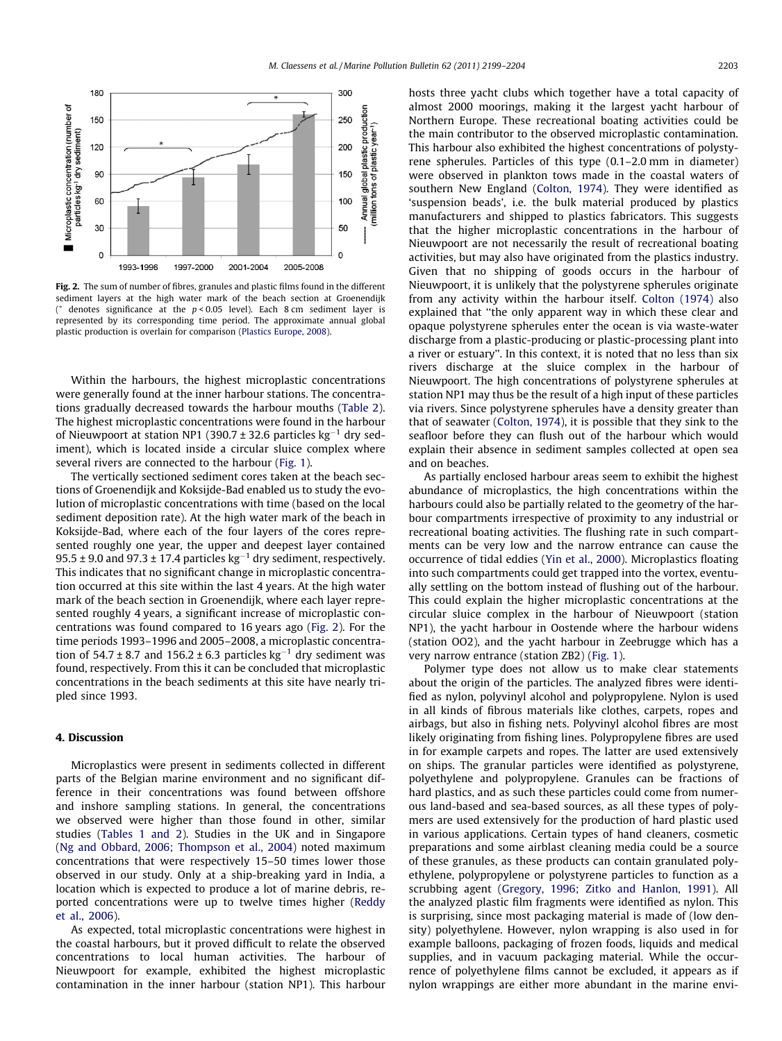Fig. 2. The sum of number of fibres, granules and plastic films found in the different sediment layers at the high water mark of the beach section at Groenendijk (* denotes significance at the $p < 0.05$ level). Each 8 cm sediment layer is represented by its corresponding time period. The approximate annual global plastic production is overlain for comparison (Plastics Europe, 2008).

Within the harbours, the highest microplastic concentrations were generally found at the inner harbour stations. The concentrations gradually decreased towards the harbour mouths (Table 2). The highest microplastic concentrations were found in the harbour of Nieuwpoort at station NP1 ($390.7 \pm 32.6$ particles $kg^{-1}$ dry sediment), which is located inside a circular sluice complex where several rivers are connected to the harbour (Fig. 1).

The vertically sectioned sediment cores taken at the beach sections of Groenendijk and Koksijde-Bad enabled us to study the evolution of microplastic concentrations with time (based on the local sediment deposition rate). At the high water mark of the beach in Koksijde-Bad, where each of the four layers of the cores represented roughly one year, the upper and deepest layer contained $95.5 \pm 9.0$ and $97.3 \pm 17.4$ particles $kg^{-1}$ dry sediment, respectively. This indicates that no significant change in microplastic concentration occurred at this site within the last 4 years. At the high water mark of the beach section in Groenendijk, where each layer represented roughly 4 years, a significant increase of microplastic concentrations was found compared to 16 years ago (Fig. 2). For the time periods 1993–1996 and 2005–2008, a microplastic concentration of $54.7 \pm 8.7$ and $156.2 \pm 6.3$ particles $kg^{-1}$ dry sediment was found, respectively. From this it can be concluded that microplastic concentrations in the beach sediments at this site have nearly tripled since 1993.

## 4. Discussion

Microplastics were present in sediments collected in different parts of the Belgian marine environment and no significant difference in their concentrations was found between offshore and inshore sampling stations. In general, the concentrations we observed were higher than those found in other, similar studies (Tables 1 and 2). Studies in the UK and in Singapore (Ng and Obbard, 2006; Thompson et al., 2004) noted maximum concentrations that were respectively 15–50 times lower those observed in our study. Only at a ship-breaking yard in India, a location which is expected to produce a lot of marine debris, reported concentrations were up to twelve times higher (Reddy et al., 2006).

As expected, total microplastic concentrations were highest in the coastal harbours, but it proved difficult to relate the observed concentrations to local human activities. The harbour of Nieuwpoort for example, exhibited the highest microplastic contamination in the inner harbour (station NP1). This harbour hosts three yacht clubs which together have a total capacity of almost 2000 moorings, making it the largest yacht harbour of Northern Europe. These recreational boating activities could be the main contributor to the observed microplastic contamination. This harbour also exhibited the highest concentrations of polystyrene spherules. Particles of this type (0.1–2.0 mm in diameter) were observed in plankton tows made in the coastal waters of southern New England (Colton, 1974). They were identified as 'suspension beads', i.e. the bulk material produced by plastics manufacturers and shipped to plastics fabricators. This suggests that the higher microplastic concentrations in the harbour of Nieuwpoort are not necessarily the result of recreational boating activities, but may also have originated from the plastics industry. Given that no shipping of goods occurs in the harbour of Nieuwpoort, it is unlikely that the polystyrene spherules originate from any activity within the harbour itself. Colton (1974) also explained that "the only apparent way in which these clear and opaque polystyrene spherules enter the ocean is via waste-water discharge from a plastic-producing or plastic-processing plant into a river or estuary". In this context, it is noted that no less than six rivers discharge at the sluice complex in the harbour of Nieuwpoort. The high concentrations of polystyrene spherules at station NP1 may thus be the result of a high input of these particles via rivers. Since polystyrene spherules have a density greater than that of seawater (Colton, 1974), it is possible that they sink to the seafloor before they can flush out of the harbour which would explain their absence in sediment samples collected at open sea and on beaches.

As partially enclosed harbour areas seem to exhibit the highest abundance of microplastics, the high concentrations within the harbours could also be partially related to the geometry of the harbour compartments irrespective of proximity to any industrial or recreational boating activities. The flushing rate in such compartments can be very low and the narrow entrance can cause the occurrence of tidal eddies (Yin et al., 2000). Microplastics floating into such compartments could get trapped into the vortex, eventually settling on the bottom instead of flushing out of the harbour. This could explain the higher microplastic concentrations at the circular sluice complex in the harbour of Nieuwpoort (station NP1), the yacht harbour in Oostende where the harbour widens (station OO2), and the yacht harbour in Zeebrugge which has a very narrow entrance (station ZB2) (Fig. 1).

Polymer type does not allow us to make clear statements about the origin of the particles. The analyzed fibres were identified as nylon, polyvinyl alcohol and polypropylene. Nylon is used in all kinds of fibrous materials like clothes, carpets, ropes and airbags, but also in fishing nets. Polyvinyl alcohol fibres are most likely originating from fishing lines. Polypropylene fibres are used in for example carpets and ropes. The latter are used extensively on ships. The granular particles were identified as polystyrene, polyethylene and polypropylene. Granules can be fractions of hard plastics, and as such these particles could come from numerous land-based and sea-based sources, as all these types of polymers are used extensively for the production of hard plastic used in various applications. Certain types of hand cleaners, cosmetic preparations and some airblast cleaning media could be a source of these granules, as these products can contain granulated polyethylene, polypropylene or polystyrene particles to function as a scrubbing agent (Gregory, 1996; Zitko and Hanlon, 1991). All the analyzed plastic film fragments were identified as nylon. This is surprising, since most packaging material is made of (low density) polyethylene. However, nylon wrapping is also used in for example balloons, packaging of frozen foods, liquids and medical supplies, and in vacuum packaging material. While the occurrence of polyethylene films cannot be excluded, it appears as if nylon wrappings are either more abundant in the marine envi-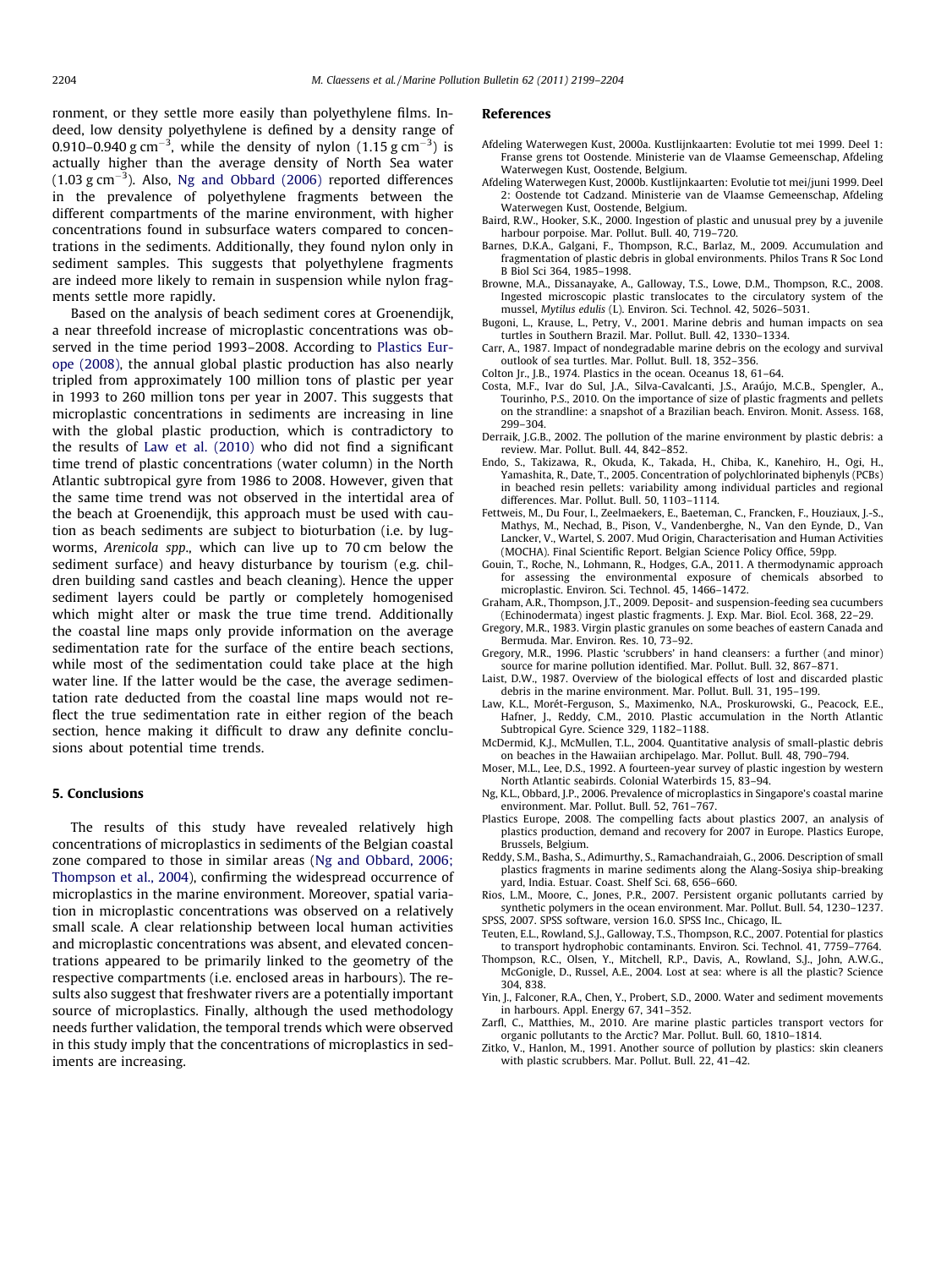ronment, or they settle more easily than polyethylene films. Indeed, low density polyethylene is defined by a density range of 0.910–0.940 g $cm^{-3}$, while the density of nylon (1.15 g $cm^{-3}$) is actually higher than the average density of North Sea water (1.03 g $cm^{-3}$). Also, Ng and Obbard (2006) reported differences in the prevalence of polyethylene fragments between the different compartments of the marine environment, with higher concentrations found in subsurface waters compared to concentrations in the sediments. Additionally, they found nylon only in sediment samples. This suggests that polyethylene fragments are indeed more likely to remain in suspension while nylon fragments settle more rapidly.

Based on the analysis of beach sediment cores at Groenendijk, a near threefold increase of microplastic concentrations was observed in the time period 1993–2008. According to Plastics Europe (2008), the annual global plastic production has also nearly tripled from approximately 100 million tons of plastic per year in 1993 to 260 million tons per year in 2007. This suggests that microplastic concentrations in sediments are increasing in line with the global plastic production, which is contradictory to the results of Law et al. (2010) who did not find a significant time trend of plastic concentrations (water column) in the North Atlantic subtropical gyre from 1986 to 2008. However, given that the same time trend was not observed in the intertidal area of the beach at Groenendijk, this approach must be used with caution as beach sediments are subject to bioturbation (i.e. by lugworms, *Arenicola spp*., which can live up to 70 cm below the sediment surface) and heavy disturbance by tourism (e.g. children building sand castles and beach cleaning). Hence the upper sediment layers could be partly or completely homogenised which might alter or mask the true time trend. Additionally the coastal line maps only provide information on the average sedimentation rate for the surface of the entire beach sections, while most of the sedimentation could take place at the high water line. If the latter would be the case, the average sedimentation rate deducted from the coastal line maps would not reflect the true sedimentation rate in either region of the beach section, hence making it difficult to draw any definite conclusions about potential time trends.

## 5. Conclusions

The results of this study have revealed relatively high concentrations of microplastics in sediments of the Belgian coastal zone compared to those in similar areas (Ng and Obbard, 2006; Thompson et al., 2004), confirming the widespread occurrence of microplastics in the marine environment. Moreover, spatial variation in microplastic concentrations was observed on a relatively small scale. A clear relationship between local human activities and microplastic concentrations was absent, and elevated concentrations appeared to be primarily linked to the geometry of the respective compartments (i.e. enclosed areas in harbours). The results also suggest that freshwater rivers are a potentially important source of microplastics. Finally, although the used methodology needs further validation, the temporal trends which were observed in this study imply that the concentrations of microplastics in sediments are increasing.

## References

Afdeling Waterwegen Kust, 2000a. Kustlijnkaarten: Evolutie tot mei 1999. Deel 1: Franse grens tot Oostende. Ministerie van de Vlaamse Gemeenschap, Afdeling Waterwegen Kust, Oostende, Belgium.

Afdeling Waterwegen Kust, 2000b. Kustlijnkaarten: Evolutie tot mei/juni 1999. Deel 2: Oostende tot Cadzand. Ministerie van de Vlaamse Gemeenschap, Afdeling Waterwegen Kust, Oostende, Belgium.

Baird, R.W., Hooker, S.K., 2000. Ingestion of plastic and unusual prey by a juvenile harbour porpoise. Mar. Pollut. Bull. 40, 719–720.

Barnes, D.K.A., Galgani, F., Thompson, R.C., Barlaz, M., 2009. Accumulation and fragmentation of plastic debris in global environments. Philos Trans R Soc Lond B Biol Sci 364, 1985–1998.

Browne, M.A., Dissanayake, A., Galloway, T.S., Lowe, D.M., Thompson, R.C., 2008. Ingested microscopic plastic translocates to the circulatory system of the mussel, *Mytilus edulis* (L). Environ. Sci. Technol. 42, 5026–5031.

Bugoni, L., Krause, L., Petry, V., 2001. Marine debris and human impacts on sea turtles in Southern Brazil. Mar. Pollut. Bull. 42, 1330–1334.

Carr, A., 1987. Impact of nondegradable marine debris on the ecology and survival outlook of sea turtles. Mar. Pollut. Bull. 18, 352–356.

Colton Jr., J.B., 1974. Plastics in the ocean. Oceanus 18, 61–64.

Costa, M.F., Ivar do Sul, J.A., Silva-Cavalcanti, J.S., Araújo, M.C.B., Spengler, A., Tourinho, P.S., 2010. On the importance of size of plastic fragments and pellets on the strandline: a snapshot of a Brazilian beach. Environ. Monit. Assess. 168, 299–304.

Derraik, J.G.B., 2002. The pollution of the marine environment by plastic debris: a review. Mar. Pollut. Bull. 44, 842–852.

Endo, S., Takizawa, R., Okuda, K., Takada, H., Chiba, K., Kanehiro, H., Ogi, H., Yamashita, R., Date, T., 2005. Concentration of polychlorinated biphenyls (PCBs) in beached resin pellets: variability among individual particles and regional differences. Mar. Pollut. Bull. 50, 1103–1114.

Fettweis, M., Du Four, I., Zeelmaekers, E., Baeteman, C., Francken, F., Houziaux, J.-S., Mathys, M., Nechad, B., Pison, V., Vandenberghe, N., Van den Eynde, D., Van Lancker, V., Wartel, S. 2007. Mud Origin, Characterisation and Human Activities (MOCHA). Final Scientific Report. Belgian Science Policy Office, 59pp.

Gouin, T., Roche, N., Lohmann, R., Hodges, G.A., 2011. A thermodynamic approach for assessing the environmental exposure of chemicals absorbed to microplastic. Environ. Sci. Technol. 45, 1466–1472.

Graham, A.R., Thompson, J.T., 2009. Deposit- and suspension-feeding sea cucumbers (Echinodermata) ingest plastic fragments. J. Exp. Mar. Biol. Ecol. 368, 22–29.

Gregory, M.R., 1983. Virgin plastic granules on some beaches of eastern Canada and Bermuda. Mar. Environ. Res. 10, 73–92.

Gregory, M.R., 1996. Plastic 'scrubbers' in hand cleansers: a further (and minor) source for marine pollution identified. Mar. Pollut. Bull. 32, 867–871.

Laist, D.W., 1987. Overview of the biological effects of lost and discarded plastic debris in the marine environment. Mar. Pollut. Bull. 31, 195–199.

Law, K.L., Morét-Ferguson, S., Maximenko, N.A., Proskurowski, G., Peacock, E.E., Hafner, J., Reddy, C.M., 2010. Plastic accumulation in the North Atlantic Subtropical Gyre. Science 329, 1182–1188.

McDermid, K.J., McMullen, T.L., 2004. Quantitative analysis of small-plastic debris on beaches in the Hawaiian archipelago. Mar. Pollut. Bull. 48, 790–794.

Moser, M.L., Lee, D.S., 1992. A fourteen-year survey of plastic ingestion by western North Atlantic seabirds. Colonial Waterbirds 15, 83–94.

Ng, K.L., Obbard, J.P., 2006. Prevalence of microplastics in Singapore's coastal marine environment. Mar. Pollut. Bull. 52, 761–767.

Plastics Europe, 2008. The compelling facts about plastics 2007, an analysis of plastics production, demand and recovery for 2007 in Europe. Plastics Europe, Brussels, Belgium.

Reddy, S.M., Basha, S., Adimurthy, S., Ramachandraiah, G., 2006. Description of small plastics fragments in marine sediments along the Alang-Sosiya ship-breaking yard, India. Estuar. Coast. Shelf Sci. 68, 656–660.

Rios, L.M., Moore, C., Jones, P.R., 2007. Persistent organic pollutants carried by synthetic polymers in the ocean environment. Mar. Pollut. Bull. 54, 1230–1237.

SPSS, 2007. SPSS software, version 16.0. SPSS Inc., Chicago, IL.

Teuten, E.L., Rowland, S.J., Galloway, T.S., Thompson, R.C., 2007. Potential for plastics to transport hydrophobic contaminants. Environ. Sci. Technol. 41, 7759–7764.

Thompson, R.C., Olsen, Y., Mitchell, R.P., Davis, A., Rowland, S.J., John, A.W.G., McGonigle, D., Russel, A.E., 2004. Lost at sea: where is all the plastic? Science 304, 838.

Yin, J., Falconer, R.A., Chen, Y., Probert, S.D., 2000. Water and sediment movements in harbours. Appl. Energy 67, 341–352.

Zarfl, C., Matthies, M., 2010. Are marine plastic particles transport vectors for organic pollutants to the Arctic? Mar. Pollut. Bull. 60, 1810–1814.

Zitko, V., Hanlon, M., 1991. Another source of pollution by plastics: skin cleaners with plastic scrubbers. Mar. Pollut. Bull. 22, 41–42.